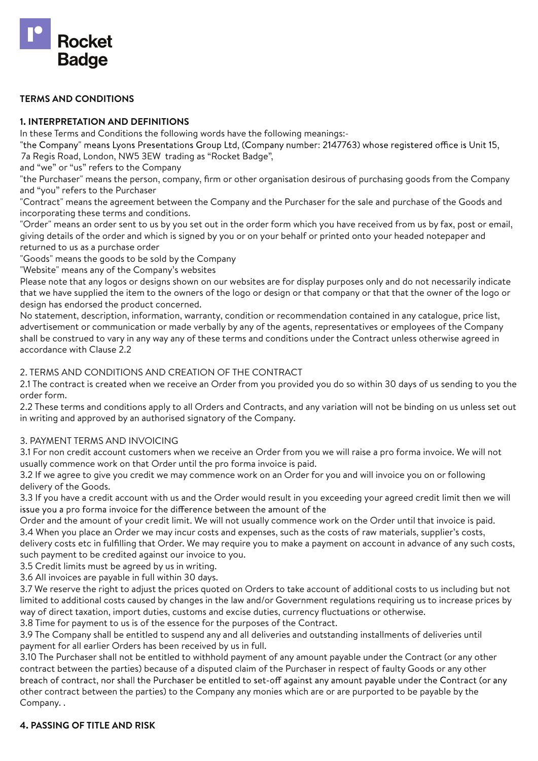Rocket Badge

**TERMS AND CONDITIONS**

**1. INTERPRETATION AND DEFINITIONS**

In these Terms and Conditions the following words have the following meanings:-

"the Company" means Lyons Presentations Group Ltd, (Company number: 2147763) whose registered office is Unit 15, 7a Regis Road, London, NW5 3EW trading as "Rocket Badge",

and "we" or "us" refers to the Company

"the Purchaser" means the person, company, firm or other organisation desirous of purchasing goods from the Company and "you" refers to the Purchaser

"Contract" means the agreement between the Company and the Purchaser for the sale and purchase of the Goods and incorporating these terms and conditions.

"Order" means an order sent to us by you set out in the order form which you have received from us by fax, post or email, giving details of the order and which is signed by you or on your behalf or printed onto your headed notepaper and returned to us as a purchase order

"Goods" means the goods to be sold by the Company

"Website" means any of the Company's websites

Please note that any logos or designs shown on our websites are for display purposes only and do not necessarily indicate that we have supplied the item to the owners of the logo or design or that company or that that the owner of the logo or design has endorsed the product concerned.

No statement, description, information, warranty, condition or recommendation contained in any catalogue, price list, advertisement or communication or made verbally by any of the agents, representatives or employees of the Company shall be construed to vary in any way any of these terms and conditions under the Contract unless otherwise agreed in accordance with Clause 2.2

2. TERMS AND CONDITIONS AND CREATION OF THE CONTRACT

2.1 The contract is created when we receive an Order from you provided you do so within 30 days of us sending to you the order form.

2.2 These terms and conditions apply to all Orders and Contracts, and any variation will not be binding on us unless set out in writing and approved by an authorised signatory of the Company.

3. PAYMENT TERMS AND INVOICING

3.1 For non credit account customers when we receive an Order from you we will raise a pro forma invoice. We will not usually commence work on that Order until the pro forma invoice is paid.

3.2 If we agree to give you credit we may commence work on an Order for you and will invoice you on or following delivery of the Goods.

3.3 If you have a credit account with us and the Order would result in you exceeding your agreed credit limit then we will issue you a pro forma invoice for the difference between the amount of the Order and the amount of your credit limit. We will not usually commence work on the Order until that invoice is paid.

3.4 When you place an Order we may incur costs and expenses, such as the costs of raw materials, supplier's costs, delivery costs etc in fulfilling that Order. We may require you to make a payment on account in advance of any such costs, such payment to be credited against our invoice to you.

3.5 Credit limits must be agreed by us in writing.

3.6 All invoices are payable in full within 30 days.

3.7 We reserve the right to adjust the prices quoted on Orders to take account of additional costs to us including but not limited to additional costs caused by changes in the law and/or Government regulations requiring us to increase prices by way of direct taxation, import duties, customs and excise duties, currency fluctuations or otherwise.

3.8 Time for payment to us is of the essence for the purposes of the Contract.

3.9 The Company shall be entitled to suspend any and all deliveries and outstanding installments of deliveries until payment for all earlier Orders has been received by us in full.

3.10 The Purchaser shall not be entitled to withhold payment of any amount payable under the Contract (or any other contract between the parties) because of a disputed claim of the Purchaser in respect of faulty Goods or any other breach of contract, nor shall the Purchaser be entitled to set-off against any amount payable under the Contract (or any other contract between the parties) to the Company any monies which are or are purported to be payable by the Company. .

**4. PASSING OF TITLE AND RISK**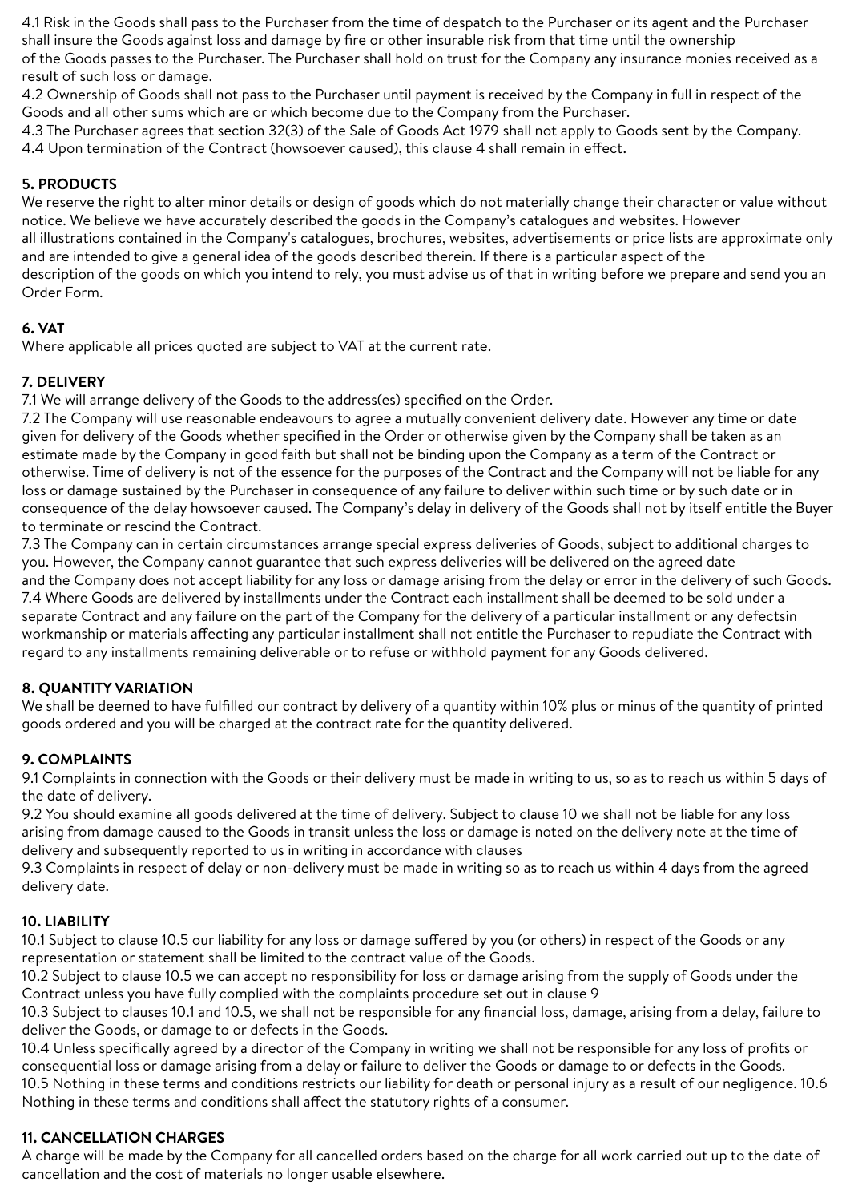4.1 Risk in the Goods shall pass to the Purchaser from the time of despatch to the Purchaser or its agent and the Purchaser shall insure the Goods against loss and damage by fire or other insurable risk from that time until the ownership of the Goods passes to the Purchaser. The Purchaser shall hold on trust for the Company any insurance monies received as a result of such loss or damage.

4.2 Ownership of Goods shall not pass to the Purchaser until payment is received by the Company in full in respect of the Goods and all other sums which are or which become due to the Company from the Purchaser.

4.3 The Purchaser agrees that section 32(3) of the Sale of Goods Act 1979 shall not apply to Goods sent by the Company.

4.4 Upon termination of the Contract (howsoever caused), this clause 4 shall remain in effect.

## 5. PRODUCTS

We reserve the right to alter minor details or design of goods which do not materially change their character or value without notice. We believe we have accurately described the goods in the Company's catalogues and websites. However all illustrations contained in the Company's catalogues, brochures, websites, advertisements or price lists are approximate only and are intended to give a general idea of the goods described therein. If there is a particular aspect of the description of the goods on which you intend to rely, you must advise us of that in writing before we prepare and send you an Order Form.

## 6. VAT

Where applicable all prices quoted are subject to VAT at the current rate.

## 7. DELIVERY

7.1 We will arrange delivery of the Goods to the address(es) specified on the Order.

7.2 The Company will use reasonable endeavours to agree a mutually convenient delivery date. However any time or date given for delivery of the Goods whether specified in the Order or otherwise given by the Company shall be taken as an estimate made by the Company in good faith but shall not be binding upon the Company as a term of the Contract or otherwise. Time of delivery is not of the essence for the purposes of the Contract and the Company will not be liable for any loss or damage sustained by the Purchaser in consequence of any failure to deliver within such time or by such date or in consequence of the delay howsoever caused. The Company's delay in delivery of the Goods shall not by itself entitle the Buyer to terminate or rescind the Contract.

7.3 The Company can in certain circumstances arrange special express deliveries of Goods, subject to additional charges to you. However, the Company cannot guarantee that such express deliveries will be delivered on the agreed date and the Company does not accept liability for any loss or damage arising from the delay or error in the delivery of such Goods.

7.4 Where Goods are delivered by installments under the Contract each installment shall be deemed to be sold under a separate Contract and any failure on the part of the Company for the delivery of a particular installment or any defectsin workmanship or materials affecting any particular installment shall not entitle the Purchaser to repudiate the Contract with regard to any installments remaining deliverable or to refuse or withhold payment for any Goods delivered.

## 8. QUANTITY VARIATION

We shall be deemed to have fulfilled our contract by delivery of a quantity within 10% plus or minus of the quantity of printed goods ordered and you will be charged at the contract rate for the quantity delivered.

## 9. COMPLAINTS

9.1 Complaints in connection with the Goods or their delivery must be made in writing to us, so as to reach us within 5 days of the date of delivery.

9.2 You should examine all goods delivered at the time of delivery. Subject to clause 10 we shall not be liable for any loss arising from damage caused to the Goods in transit unless the loss or damage is noted on the delivery note at the time of delivery and subsequently reported to us in writing in accordance with clauses

9.3 Complaints in respect of delay or non-delivery must be made in writing so as to reach us within 4 days from the agreed delivery date.

## 10. LIABILITY

10.1 Subject to clause 10.5 our liability for any loss or damage suffered by you (or others) in respect of the Goods or any representation or statement shall be limited to the contract value of the Goods.

10.2 Subject to clause 10.5 we can accept no responsibility for loss or damage arising from the supply of Goods under the Contract unless you have fully complied with the complaints procedure set out in clause 9

10.3 Subject to clauses 10.1 and 10.5, we shall not be responsible for any financial loss, damage, arising from a delay, failure to deliver the Goods, or damage to or defects in the Goods.

10.4 Unless specifically agreed by a director of the Company in writing we shall not be responsible for any loss of profits or consequential loss or damage arising from a delay or failure to deliver the Goods or damage to or defects in the Goods.

10.5 Nothing in these terms and conditions restricts our liability for death or personal injury as a result of our negligence.

10.6 Nothing in these terms and conditions shall affect the statutory rights of a consumer.

## 11. CANCELLATION CHARGES

A charge will be made by the Company for all cancelled orders based on the charge for all work carried out up to the date of cancellation and the cost of materials no longer usable elsewhere.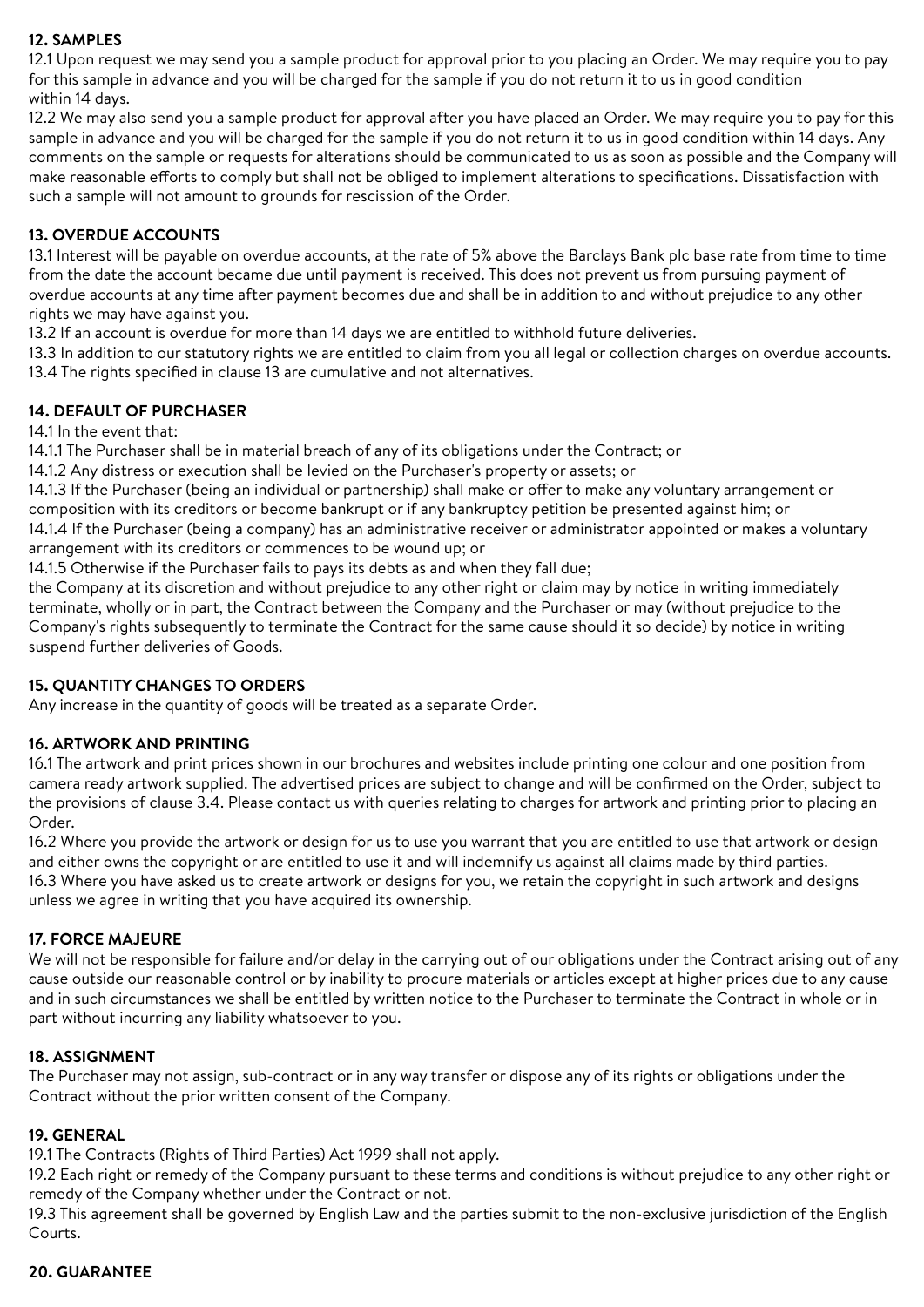## 12. SAMPLES

12.1 Upon request we may send you a sample product for approval prior to you placing an Order. We may require you to pay for this sample in advance and you will be charged for the sample if you do not return it to us in good condition within 14 days.

12.2 We may also send you a sample product for approval after you have placed an Order. We may require you to pay for this sample in advance and you will be charged for the sample if you do not return it to us in good condition within 14 days. Any comments on the sample or requests for alterations should be communicated to us as soon as possible and the Company will make reasonable efforts to comply but shall not be obliged to implement alterations to specifications. Dissatisfaction with such a sample will not amount to grounds for rescission of the Order.

## 13. OVERDUE ACCOUNTS

13.1 Interest will be payable on overdue accounts, at the rate of 5% above the Barclays Bank plc base rate from time to time from the date the account became due until payment is received. This does not prevent us from pursuing payment of overdue accounts at any time after payment becomes due and shall be in addition to and without prejudice to any other rights we may have against you.

13.2 If an account is overdue for more than 14 days we are entitled to withhold future deliveries.

13.3 In addition to our statutory rights we are entitled to claim from you all legal or collection charges on overdue accounts.

13.4 The rights specified in clause 13 are cumulative and not alternatives.

## 14. DEFAULT OF PURCHASER

14.1 In the event that:

14.1.1 The Purchaser shall be in material breach of any of its obligations under the Contract; or

14.1.2 Any distress or execution shall be levied on the Purchaser's property or assets; or

14.1.3 If the Purchaser (being an individual or partnership) shall make or offer to make any voluntary arrangement or composition with its creditors or become bankrupt or if any bankruptcy petition be presented against him; or

14.1.4 If the Purchaser (being a company) has an administrative receiver or administrator appointed or makes a voluntary arrangement with its creditors or commences to be wound up; or

14.1.5 Otherwise if the Purchaser fails to pays its debts as and when they fall due;

the Company at its discretion and without prejudice to any other right or claim may by notice in writing immediately terminate, wholly or in part, the Contract between the Company and the Purchaser or may (without prejudice to the Company's rights subsequently to terminate the Contract for the same cause should it so decide) by notice in writing suspend further deliveries of Goods.

## 15. QUANTITY CHANGES TO ORDERS

Any increase in the quantity of goods will be treated as a separate Order.

## 16. ARTWORK AND PRINTING

16.1 The artwork and print prices shown in our brochures and websites include printing one colour and one position from camera ready artwork supplied. The advertised prices are subject to change and will be confirmed on the Order, subject to the provisions of clause 3.4. Please contact us with queries relating to charges for artwork and printing prior to placing an Order.

16.2 Where you provide the artwork or design for us to use you warrant that you are entitled to use that artwork or design and either owns the copyright or are entitled to use it and will indemnify us against all claims made by third parties.

16.3 Where you have asked us to create artwork or designs for you, we retain the copyright in such artwork and designs unless we agree in writing that you have acquired its ownership.

## 17. FORCE MAJEURE

We will not be responsible for failure and/or delay in the carrying out of our obligations under the Contract arising out of any cause outside our reasonable control or by inability to procure materials or articles except at higher prices due to any cause and in such circumstances we shall be entitled by written notice to the Purchaser to terminate the Contract in whole or in part without incurring any liability whatsoever to you.

## 18. ASSIGNMENT

The Purchaser may not assign, sub-contract or in any way transfer or dispose any of its rights or obligations under the Contract without the prior written consent of the Company.

## 19. GENERAL

19.1 The Contracts (Rights of Third Parties) Act 1999 shall not apply.

19.2 Each right or remedy of the Company pursuant to these terms and conditions is without prejudice to any other right or remedy of the Company whether under the Contract or not.

19.3 This agreement shall be governed by English Law and the parties submit to the non-exclusive jurisdiction of the English Courts.

## 20. GUARANTEE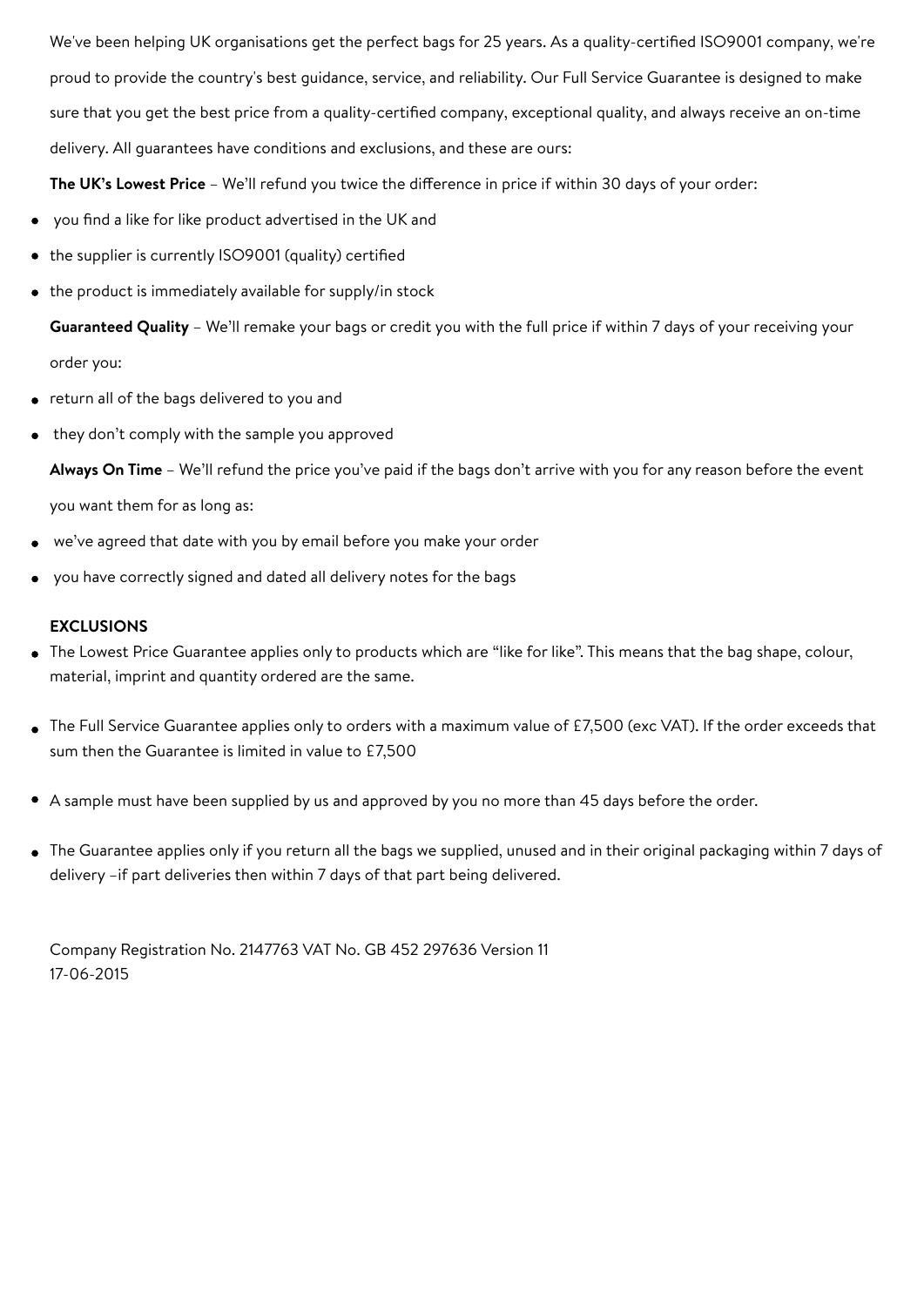We've been helping UK organisations get the perfect bags for 25 years. As a quality-certified ISO9001 company, we're proud to provide the country's best guidance, service, and reliability. Our Full Service Guarantee is designed to make sure that you get the best price from a quality-certified company, exceptional quality, and always receive an on-time delivery. All guarantees have conditions and exclusions, and these are ours:

**The UK's Lowest Price** – We'll refund you twice the difference in price if within 30 days of your order:

- you find a like for like product advertised in the UK and
- the supplier is currently ISO9001 (quality) certified
- the product is immediately available for supply/in stock

**Guaranteed Quality** – We'll remake your bags or credit you with the full price if within 7 days of your receiving your order you:

- return all of the bags delivered to you and
- they don't comply with the sample you approved

**Always On Time** – We'll refund the price you've paid if the bags don't arrive with you for any reason before the event you want them for as long as:

- we've agreed that date with you by email before you make your order
- you have correctly signed and dated all delivery notes for the bags

**EXCLUSIONS**

- The Lowest Price Guarantee applies only to products which are "like for like". This means that the bag shape, colour, material, imprint and quantity ordered are the same.
- The Full Service Guarantee applies only to orders with a maximum value of £7,500 (exc VAT). If the order exceeds that sum then the Guarantee is limited in value to £7,500
- A sample must have been supplied by us and approved by you no more than 45 days before the order.
- The Guarantee applies only if you return all the bags we supplied, unused and in their original packaging within 7 days of delivery –if part deliveries then within 7 days of that part being delivered.

Company Registration No. 2147763 VAT No. GB 452 297636 Version 11
17-06-2015